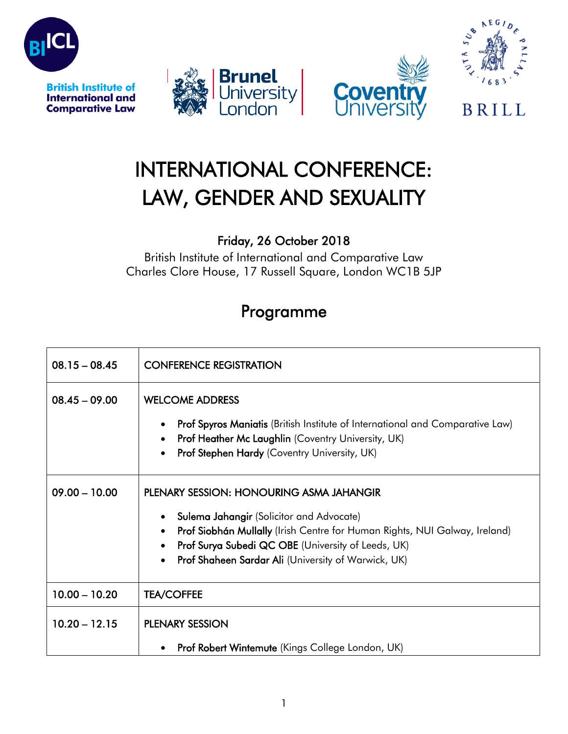British Institute of International and Comparative Law

Brunel University London

Coventry University

BRILL

# INTERNATIONAL CONFERENCE: LAW, GENDER AND SEXUALITY

Friday, 26 October 2018

British Institute of International and Comparative Law
Charles Clore House, 17 Russell Square, London WC1B 5JP

## Programme

| | |
|---|---|
| 08.15 – 08.45 | CONFERENCE REGISTRATION |
| 08.45 – 09.00 | WELCOME ADDRESS<br>• **Prof Spyros Maniatis** (British Institute of International and Comparative Law)<br>• **Prof Heather Mc Laughlin** (Coventry University, UK)<br>• **Prof Stephen Hardy** (Coventry University, UK) |
| 09.00 – 10.00 | PLENARY SESSION: HONOURING ASMA JAHANGIR<br>• **Sulema Jahangir** (Solicitor and Advocate)<br>• **Prof Siobhán Mullally** (Irish Centre for Human Rights, NUI Galway, Ireland)<br>• **Prof Surya Subedi QC OBE** (University of Leeds, UK)<br>• **Prof Shaheen Sardar Ali** (University of Warwick, UK) |
| 10.00 – 10.20 | TEA/COFFEE |
| 10.20 – 12.15 | PLENARY SESSION<br>• **Prof Robert Wintemute** (Kings College London, UK) |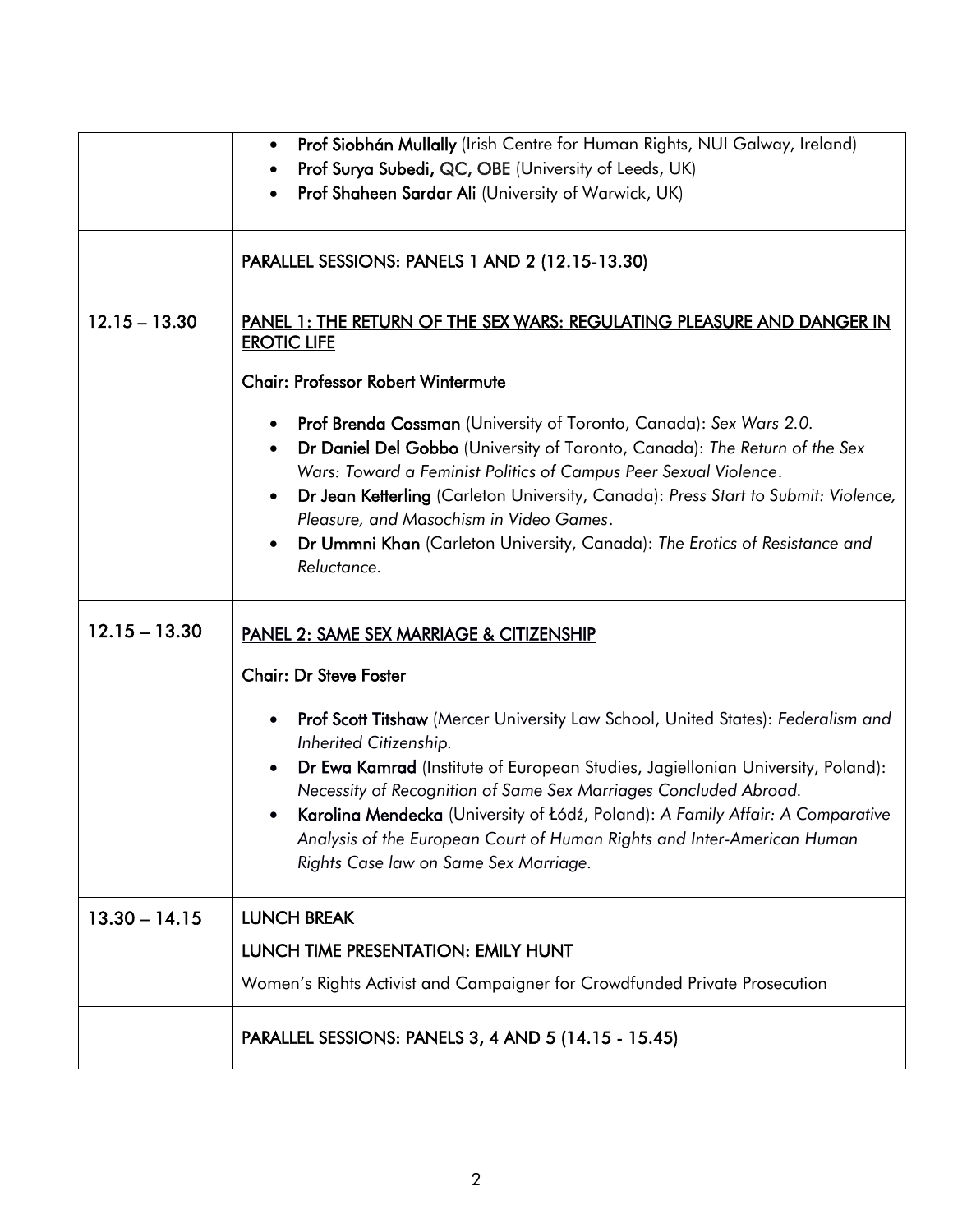| | |
|---|---|
| | • **Prof Siobhán Mullally** (Irish Centre for Human Rights, NUI Galway, Ireland)<br>• **Prof Surya Subedi, QC, OBE** (University of Leeds, UK)<br>• **Prof Shaheen Sardar Ali** (University of Warwick, UK) |
| | PARALLEL SESSIONS: PANELS 1 AND 2 (12.15-13.30) |
| 12.15 – 13.30 | <u>PANEL 1: THE RETURN OF THE SEX WARS: REGULATING PLEASURE AND DANGER IN EROTIC LIFE</u><br><br>**Chair: Professor Robert Wintermute**<br><br>• **Prof Brenda Cossman** (University of Toronto, Canada): *Sex Wars 2.0.*<br>• **Dr Daniel Del Gobbo** (University of Toronto, Canada): *The Return of the Sex Wars: Toward a Feminist Politics of Campus Peer Sexual Violence*.<br>• **Dr Jean Ketterling** (Carleton University, Canada): *Press Start to Submit: Violence, Pleasure, and Masochism in Video Games*.<br>• **Dr Ummni Khan** (Carleton University, Canada): *The Erotics of Resistance and Reluctance.* |
| 12.15 – 13.30 | <u>PANEL 2: SAME SEX MARRIAGE & CITIZENSHIP</u><br><br>**Chair: Dr Steve Foster**<br><br>• **Prof Scott Titshaw** (Mercer University Law School, United States): *Federalism and Inherited Citizenship.*<br>• **Dr Ewa Kamrad** (Institute of European Studies, Jagiellonian University, Poland): *Necessity of Recognition of Same Sex Marriages Concluded Abroad.*<br>• **Karolina Mendecka** (University of Łódź, Poland): *A Family Affair: A Comparative Analysis of the European Court of Human Rights and Inter-American Human Rights Case law on Same Sex Marriage.* |
| 13.30 – 14.15 | LUNCH BREAK<br><br>LUNCH TIME PRESENTATION: EMILY HUNT<br><br>Women's Rights Activist and Campaigner for Crowdfunded Private Prosecution |
| | PARALLEL SESSIONS: PANELS 3, 4 AND 5 (14.15 - 15.45) |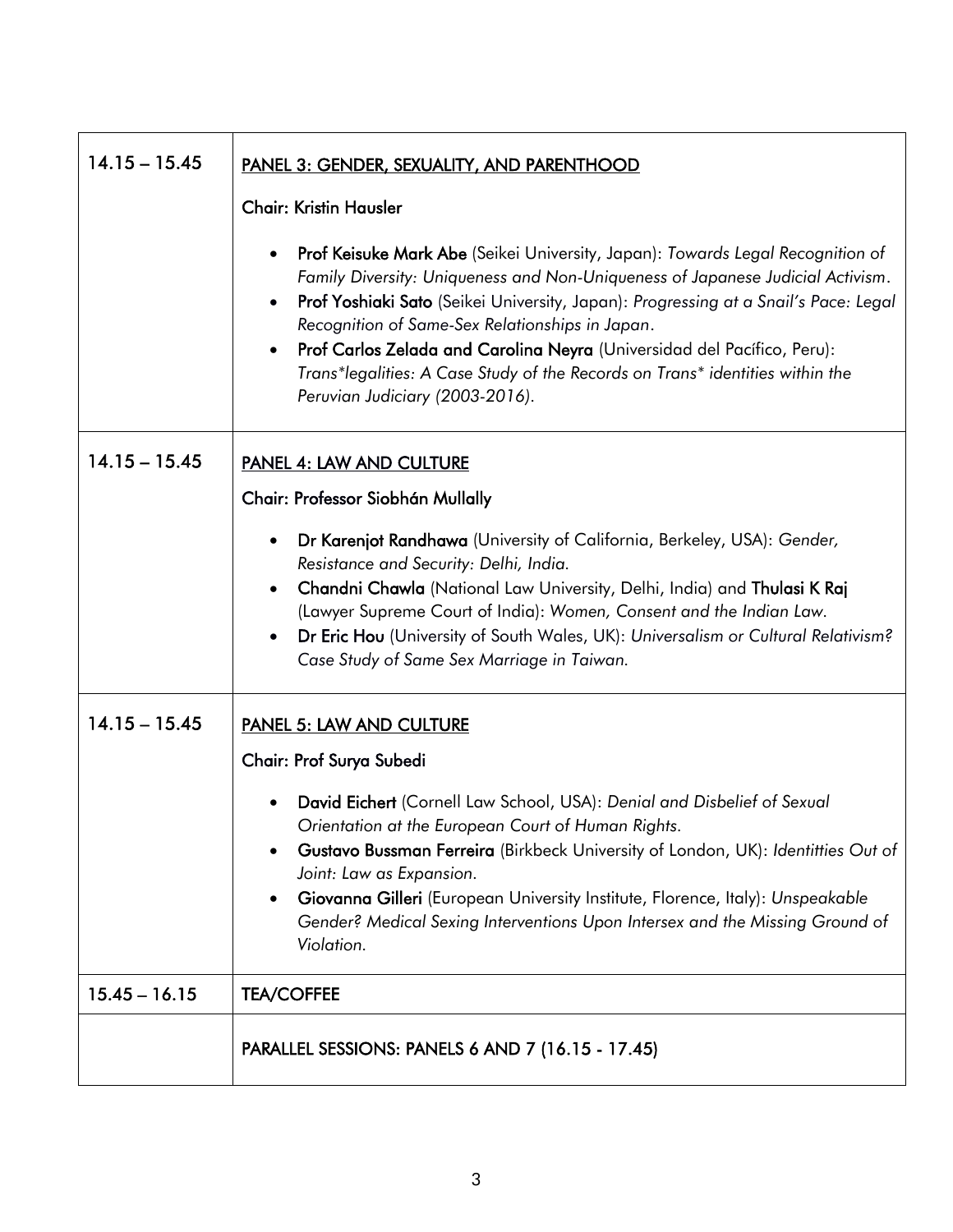| | |
|---|---|
| 14.15 – 15.45 | **PANEL 3: GENDER, SEXUALITY, AND PARENTHOOD**<br><br>**Chair: Kristin Hausler**<br><br>• **Prof Keisuke Mark Abe** (Seikei University, Japan): *Towards Legal Recognition of Family Diversity: Uniqueness and Non-Uniqueness of Japanese Judicial Activism*.<br>• **Prof Yoshiaki Sato** (Seikei University, Japan): *Progressing at a Snail's Pace: Legal Recognition of Same-Sex Relationships in Japan*.<br>• **Prof Carlos Zelada and Carolina Neyra** (Universidad del Pacífico, Peru): *Trans*legalities: A Case Study of the Records on Trans* identities within the Peruvian Judiciary (2003-2016).* |
| 14.15 – 15.45 | **PANEL 4: LAW AND CULTURE**<br><br>**Chair: Professor Siobhán Mullally**<br><br>• **Dr Karenjot Randhawa** (University of California, Berkeley, USA): *Gender, Resistance and Security: Delhi, India.*<br>• **Chandni Chawla** (National Law University, Delhi, India) and **Thulasi K Raj** (Lawyer Supreme Court of India): *Women, Consent and the Indian Law.*<br>• **Dr Eric Hou** (University of South Wales, UK): *Universalism or Cultural Relativism? Case Study of Same Sex Marriage in Taiwan.* |
| 14.15 – 15.45 | **PANEL 5: LAW AND CULTURE**<br><br>**Chair: Prof Surya Subedi**<br><br>• **David Eichert** (Cornell Law School, USA): *Denial and Disbelief of Sexual Orientation at the European Court of Human Rights.*<br>• **Gustavo Bussman Ferreira** (Birkbeck University of London, UK): *Identitties Out of Joint: Law as Expansion.*<br>• **Giovanna Gilleri** (European University Institute, Florence, Italy): *Unspeakable Gender? Medical Sexing Interventions Upon Intersex and the Missing Ground of Violation.* |
| 15.45 – 16.15 | **TEA/COFFEE** |
| | **PARALLEL SESSIONS: PANELS 6 AND 7 (16.15 - 17.45)** |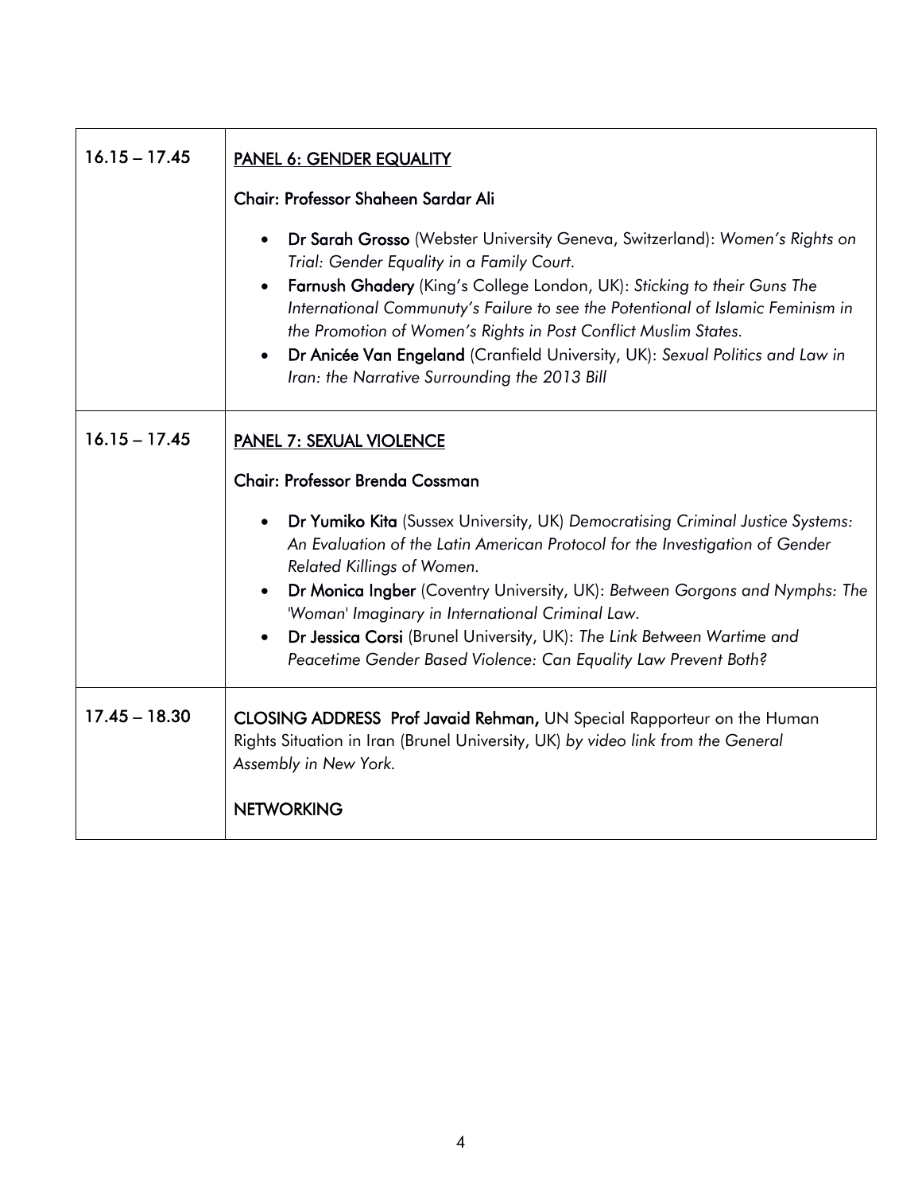| | |
|---|---|
| 16.15 – 17.45 | **<u>PANEL 6: GENDER EQUALITY</u>**<br><br>**Chair: Professor Shaheen Sardar Ali**<br><br>• **Dr Sarah Grosso** (Webster University Geneva, Switzerland): *Women's Rights on Trial: Gender Equality in a Family Court.*<br>• **Farnush Ghadery** (King's College London, UK): *Sticking to their Guns The International Communuty's Failure to see the Potentional of Islamic Feminism in the Promotion of Women's Rights in Post Conflict Muslim States.*<br>• **Dr Anicée Van Engeland** (Cranfield University, UK): *Sexual Politics and Law in Iran: the Narrative Surrounding the 2013 Bill* |
| 16.15 – 17.45 | **<u>PANEL 7: SEXUAL VIOLENCE</u>**<br><br>**Chair: Professor Brenda Cossman**<br><br>• **Dr Yumiko Kita** (Sussex University, UK) *Democratising Criminal Justice Systems: An Evaluation of the Latin American Protocol for the Investigation of Gender Related Killings of Women.*<br>• **Dr Monica Ingber** (Coventry University, UK): *Between Gorgons and Nymphs: The 'Woman' Imaginary in International Criminal Law.*<br>• **Dr Jessica Corsi** (Brunel University, UK): *The Link Between Wartime and Peacetime Gender Based Violence: Can Equality Law Prevent Both?* |
| 17.45 – 18.30 | **CLOSING ADDRESS Prof Javaid Rehman,** UN Special Rapporteur on the Human Rights Situation in Iran (Brunel University, UK) *by video link from the General Assembly in New York.*<br><br>**NETWORKING** |